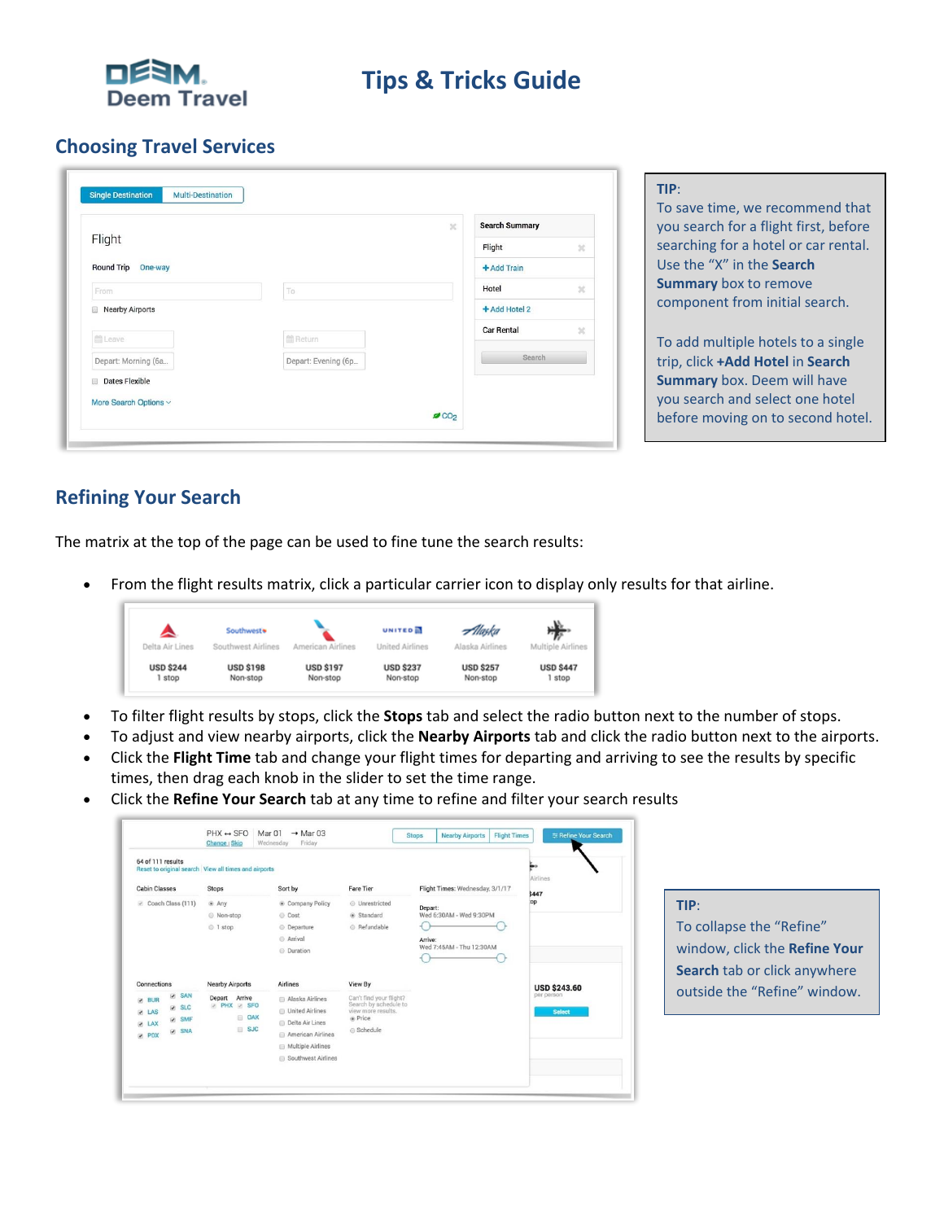# Tips & Tricks Guide

## Choosing Travel Services

**TIP**:
To save time, we recommend that you search for a flight first, before searching for a hotel or car rental. Use the "X" in the **Search Summary** box to remove component from initial search.

To add multiple hotels to a single trip, click **+Add Hotel** in **Search Summary** box. Deem will have you search and select one hotel before moving on to second hotel.

## Refining Your Search

The matrix at the top of the page can be used to fine tune the search results:

- From the flight results matrix, click a particular carrier icon to display only results for that airline.

- To filter flight results by stops, click the **Stops** tab and select the radio button next to the number of stops.
- To adjust and view nearby airports, click the **Nearby Airports** tab and click the radio button next to the airports.
- Click the **Flight Time** tab and change your flight times for departing and arriving to see the results by specific times, then drag each knob in the slider to set the time range.
- Click the **Refine Your Search** tab at any time to refine and filter your search results

**TIP**:
To collapse the "Refine" window, click the **Refine Your Search** tab or click anywhere outside the "Refine" window.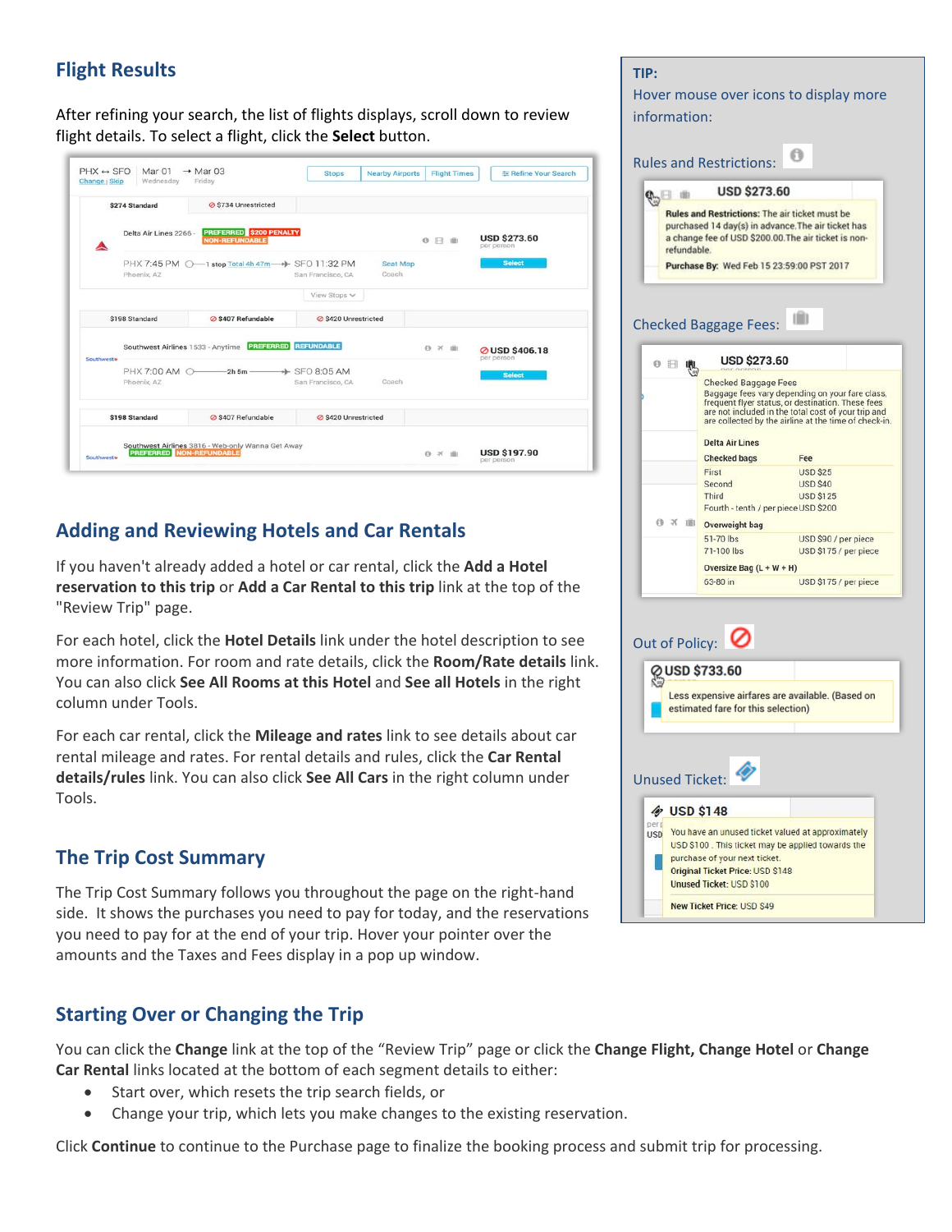## Flight Results

After refining your search, the list of flights displays, scroll down to review flight details. To select a flight, click the **Select** button.

## Adding and Reviewing Hotels and Car Rentals

If you haven't already added a hotel or car rental, click the **Add a Hotel reservation to this trip** or **Add a Car Rental to this trip** link at the top of the "Review Trip" page.

For each hotel, click the **Hotel Details** link under the hotel description to see more information. For room and rate details, click the **Room/Rate details** link. You can also click **See All Rooms at this Hotel** and **See all Hotels** in the right column under Tools.

For each car rental, click the **Mileage and rates** link to see details about car rental mileage and rates. For rental details and rules, click the **Car Rental details/rules** link. You can also click **See All Cars** in the right column under Tools.

## The Trip Cost Summary

The Trip Cost Summary follows you throughout the page on the right-hand side. It shows the purchases you need to pay for today, and the reservations you need to pay for at the end of your trip. Hover your pointer over the amounts and the Taxes and Fees display in a pop up window.

**TIP:**
Hover mouse over icons to display more information:

Rules and Restrictions:

Checked Baggage Fees:

Out of Policy:

Unused Ticket:

## Starting Over or Changing the Trip

You can click the **Change** link at the top of the "Review Trip" page or click the **Change Flight, Change Hotel** or **Change Car Rental** links located at the bottom of each segment details to either:

- Start over, which resets the trip search fields, or
- Change your trip, which lets you make changes to the existing reservation.

Click **Continue** to continue to the Purchase page to finalize the booking process and submit trip for processing.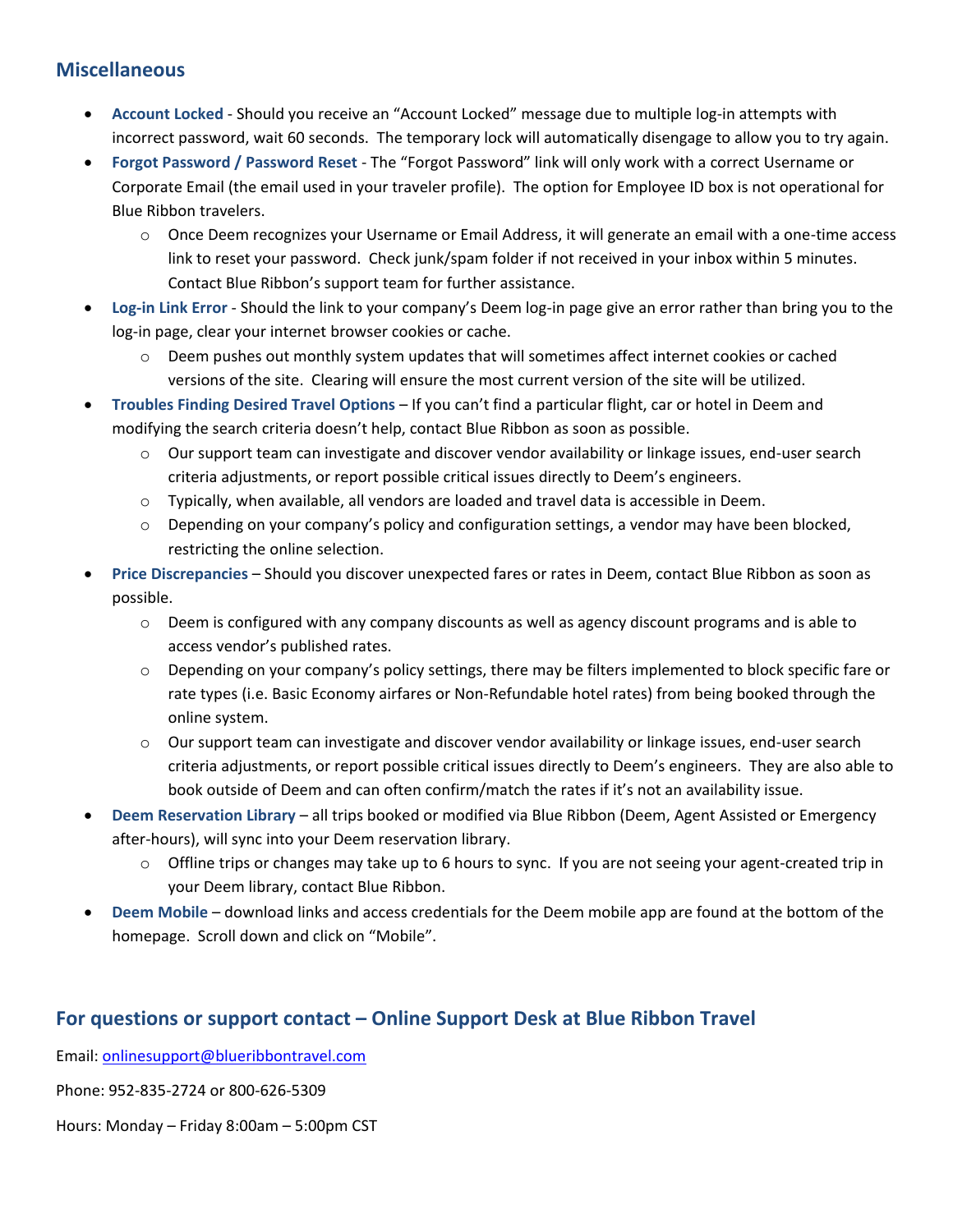## Miscellaneous

- **Account Locked** - Should you receive an "Account Locked" message due to multiple log-in attempts with incorrect password, wait 60 seconds. The temporary lock will automatically disengage to allow you to try again.
- **Forgot Password / Password Reset** - The "Forgot Password" link will only work with a correct Username or Corporate Email (the email used in your traveler profile). The option for Employee ID box is not operational for Blue Ribbon travelers.
  - Once Deem recognizes your Username or Email Address, it will generate an email with a one-time access link to reset your password. Check junk/spam folder if not received in your inbox within 5 minutes. Contact Blue Ribbon's support team for further assistance.
- **Log-in Link Error** - Should the link to your company's Deem log-in page give an error rather than bring you to the log-in page, clear your internet browser cookies or cache.
  - Deem pushes out monthly system updates that will sometimes affect internet cookies or cached versions of the site. Clearing will ensure the most current version of the site will be utilized.
- **Troubles Finding Desired Travel Options** – If you can't find a particular flight, car or hotel in Deem and modifying the search criteria doesn't help, contact Blue Ribbon as soon as possible.
  - Our support team can investigate and discover vendor availability or linkage issues, end-user search criteria adjustments, or report possible critical issues directly to Deem's engineers.
  - Typically, when available, all vendors are loaded and travel data is accessible in Deem.
  - Depending on your company's policy and configuration settings, a vendor may have been blocked, restricting the online selection.
- **Price Discrepancies** – Should you discover unexpected fares or rates in Deem, contact Blue Ribbon as soon as possible.
  - Deem is configured with any company discounts as well as agency discount programs and is able to access vendor's published rates.
  - Depending on your company's policy settings, there may be filters implemented to block specific fare or rate types (i.e. Basic Economy airfares or Non-Refundable hotel rates) from being booked through the online system.
  - Our support team can investigate and discover vendor availability or linkage issues, end-user search criteria adjustments, or report possible critical issues directly to Deem's engineers. They are also able to book outside of Deem and can often confirm/match the rates if it's not an availability issue.
- **Deem Reservation Library** – all trips booked or modified via Blue Ribbon (Deem, Agent Assisted or Emergency after-hours), will sync into your Deem reservation library.
  - Offline trips or changes may take up to 6 hours to sync. If you are not seeing your agent-created trip in your Deem library, contact Blue Ribbon.
- **Deem Mobile** – download links and access credentials for the Deem mobile app are found at the bottom of the homepage. Scroll down and click on "Mobile".

## For questions or support contact – Online Support Desk at Blue Ribbon Travel

Email: onlinesupport@blueribbontravel.com

Phone: 952-835-2724 or 800-626-5309

Hours: Monday – Friday 8:00am – 5:00pm CST